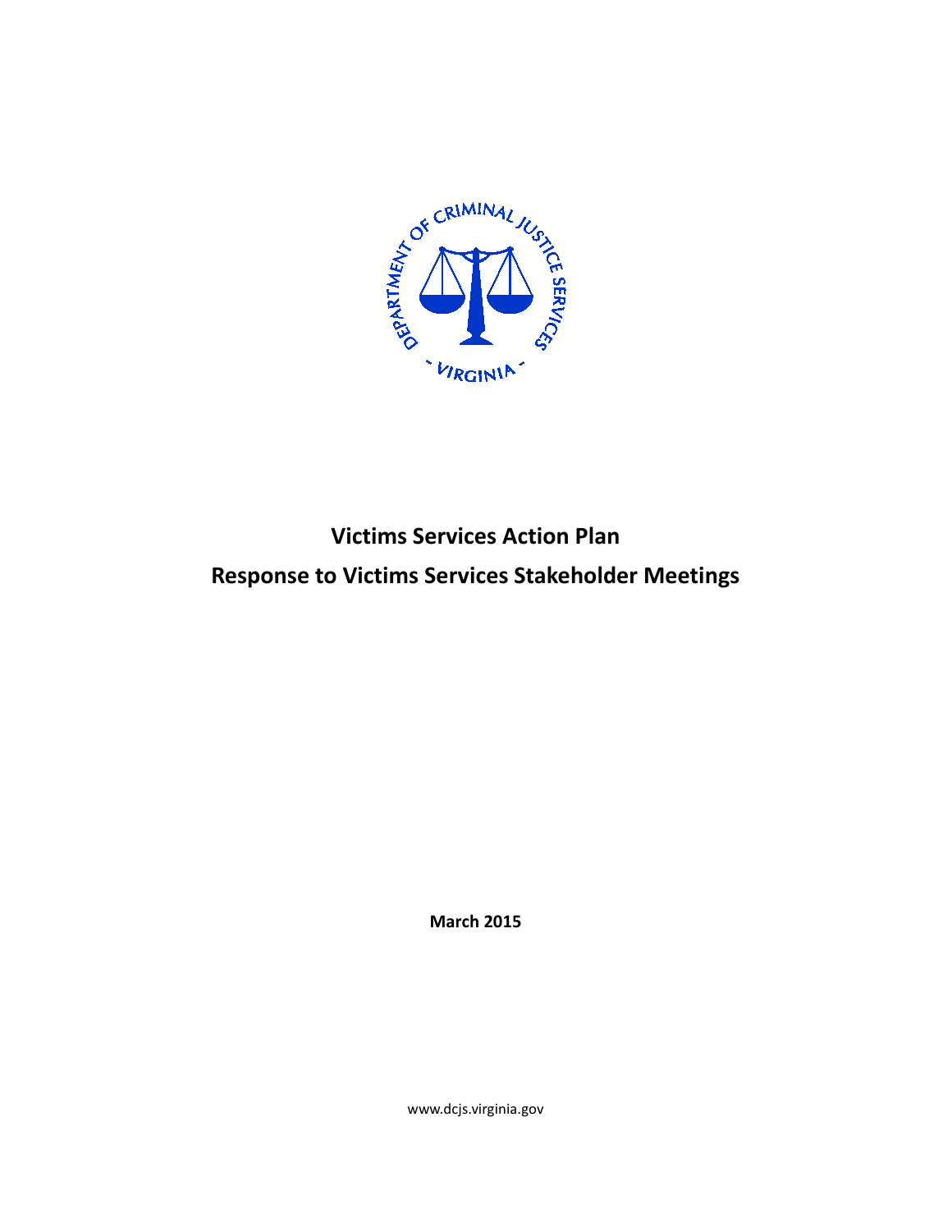# Victims Services Action Plan

# Response to Victims Services Stakeholder Meetings

**March 2015**

www.dcjs.virginia.gov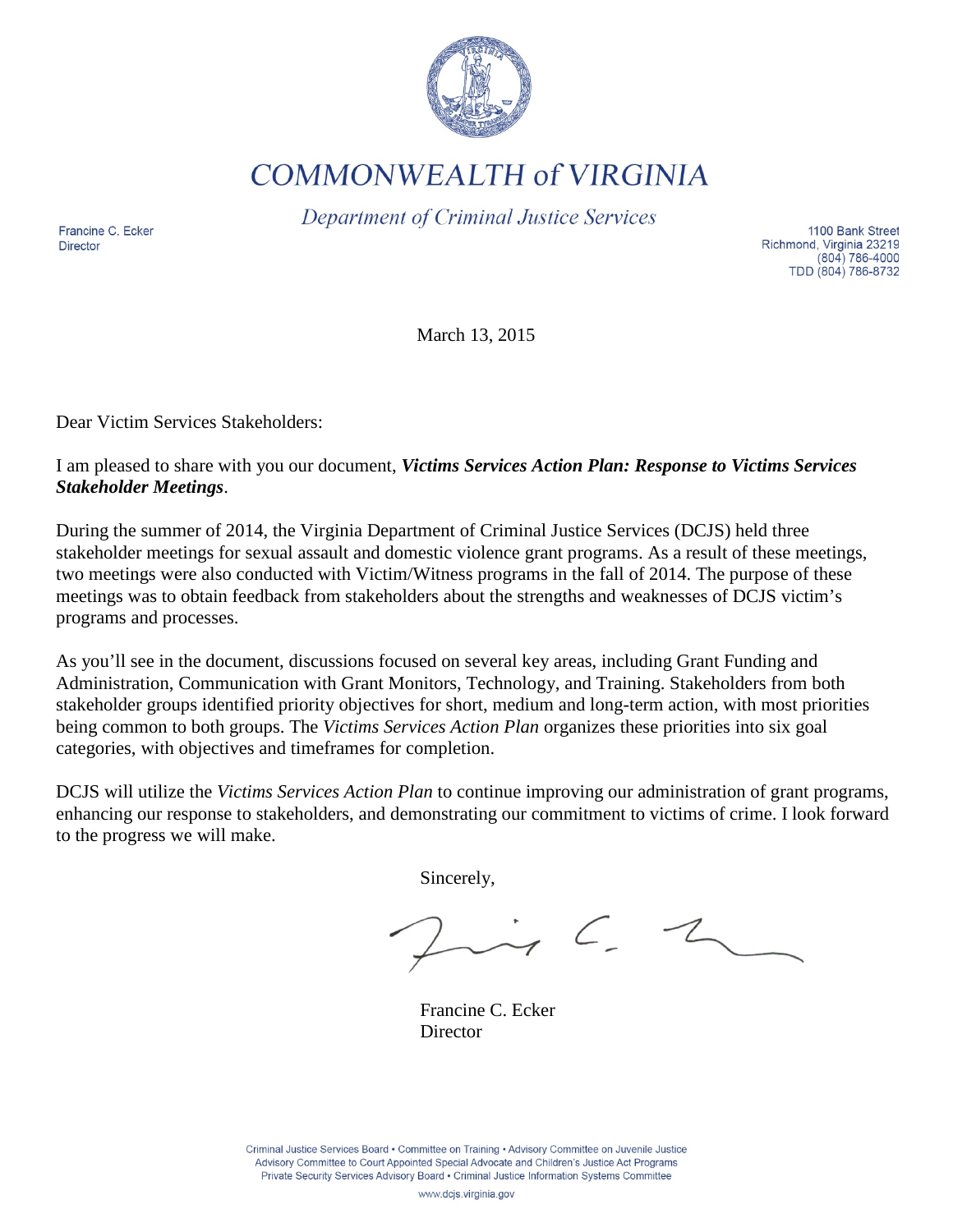# COMMONWEALTH of VIRGINIA

*Department of Criminal Justice Services*

Francine C. Ecker
Director

1100 Bank Street
Richmond, Virginia 23219
(804) 786-4000
TDD (804) 786-8732

March 13, 2015

Dear Victim Services Stakeholders:

I am pleased to share with you our document, ***Victims Services Action Plan: Response to Victims Services Stakeholder Meetings***.

During the summer of 2014, the Virginia Department of Criminal Justice Services (DCJS) held three stakeholder meetings for sexual assault and domestic violence grant programs. As a result of these meetings, two meetings were also conducted with Victim/Witness programs in the fall of 2014. The purpose of these meetings was to obtain feedback from stakeholders about the strengths and weaknesses of DCJS victim's programs and processes.

As you'll see in the document, discussions focused on several key areas, including Grant Funding and Administration, Communication with Grant Monitors, Technology, and Training. Stakeholders from both stakeholder groups identified priority objectives for short, medium and long-term action, with most priorities being common to both groups. The *Victims Services Action Plan* organizes these priorities into six goal categories, with objectives and timeframes for completion.

DCJS will utilize the *Victims Services Action Plan* to continue improving our administration of grant programs, enhancing our response to stakeholders, and demonstrating our commitment to victims of crime. I look forward to the progress we will make.

Sincerely,

Francine C. Ecker
Director

Criminal Justice Services Board • Committee on Training • Advisory Committee on Juvenile Justice
Advisory Committee to Court Appointed Special Advocate and Children's Justice Act Programs
Private Security Services Advisory Board • Criminal Justice Information Systems Committee

www.dcjs.virginia.gov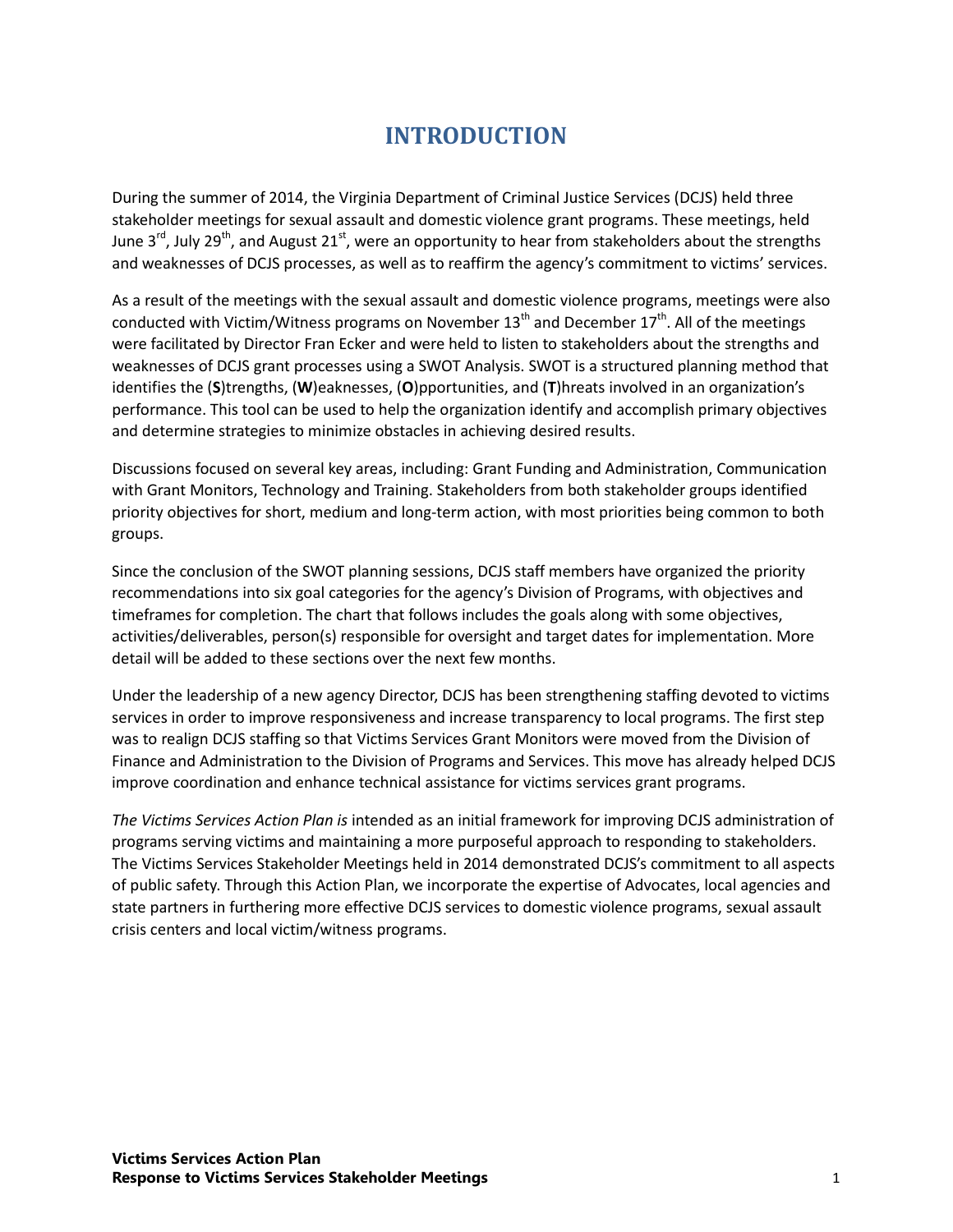# INTRODUCTION

During the summer of 2014, the Virginia Department of Criminal Justice Services (DCJS) held three stakeholder meetings for sexual assault and domestic violence grant programs. These meetings, held June 3rd, July 29th, and August 21st, were an opportunity to hear from stakeholders about the strengths and weaknesses of DCJS processes, as well as to reaffirm the agency's commitment to victims' services.

As a result of the meetings with the sexual assault and domestic violence programs, meetings were also conducted with Victim/Witness programs on November 13th and December 17th. All of the meetings were facilitated by Director Fran Ecker and were held to listen to stakeholders about the strengths and weaknesses of DCJS grant processes using a SWOT Analysis. SWOT is a structured planning method that identifies the (**S**)trengths, (**W**)eaknesses, (**O**)pportunities, and (**T**)hreats involved in an organization's performance. This tool can be used to help the organization identify and accomplish primary objectives and determine strategies to minimize obstacles in achieving desired results.

Discussions focused on several key areas, including: Grant Funding and Administration, Communication with Grant Monitors, Technology and Training. Stakeholders from both stakeholder groups identified priority objectives for short, medium and long-term action, with most priorities being common to both groups.

Since the conclusion of the SWOT planning sessions, DCJS staff members have organized the priority recommendations into six goal categories for the agency's Division of Programs, with objectives and timeframes for completion. The chart that follows includes the goals along with some objectives, activities/deliverables, person(s) responsible for oversight and target dates for implementation. More detail will be added to these sections over the next few months.

Under the leadership of a new agency Director, DCJS has been strengthening staffing devoted to victims services in order to improve responsiveness and increase transparency to local programs. The first step was to realign DCJS staffing so that Victims Services Grant Monitors were moved from the Division of Finance and Administration to the Division of Programs and Services. This move has already helped DCJS improve coordination and enhance technical assistance for victims services grant programs.

*The Victims Services Action Plan is* intended as an initial framework for improving DCJS administration of programs serving victims and maintaining a more purposeful approach to responding to stakeholders. The Victims Services Stakeholder Meetings held in 2014 demonstrated DCJS's commitment to all aspects of public safety. Through this Action Plan, we incorporate the expertise of Advocates, local agencies and state partners in furthering more effective DCJS services to domestic violence programs, sexual assault crisis centers and local victim/witness programs.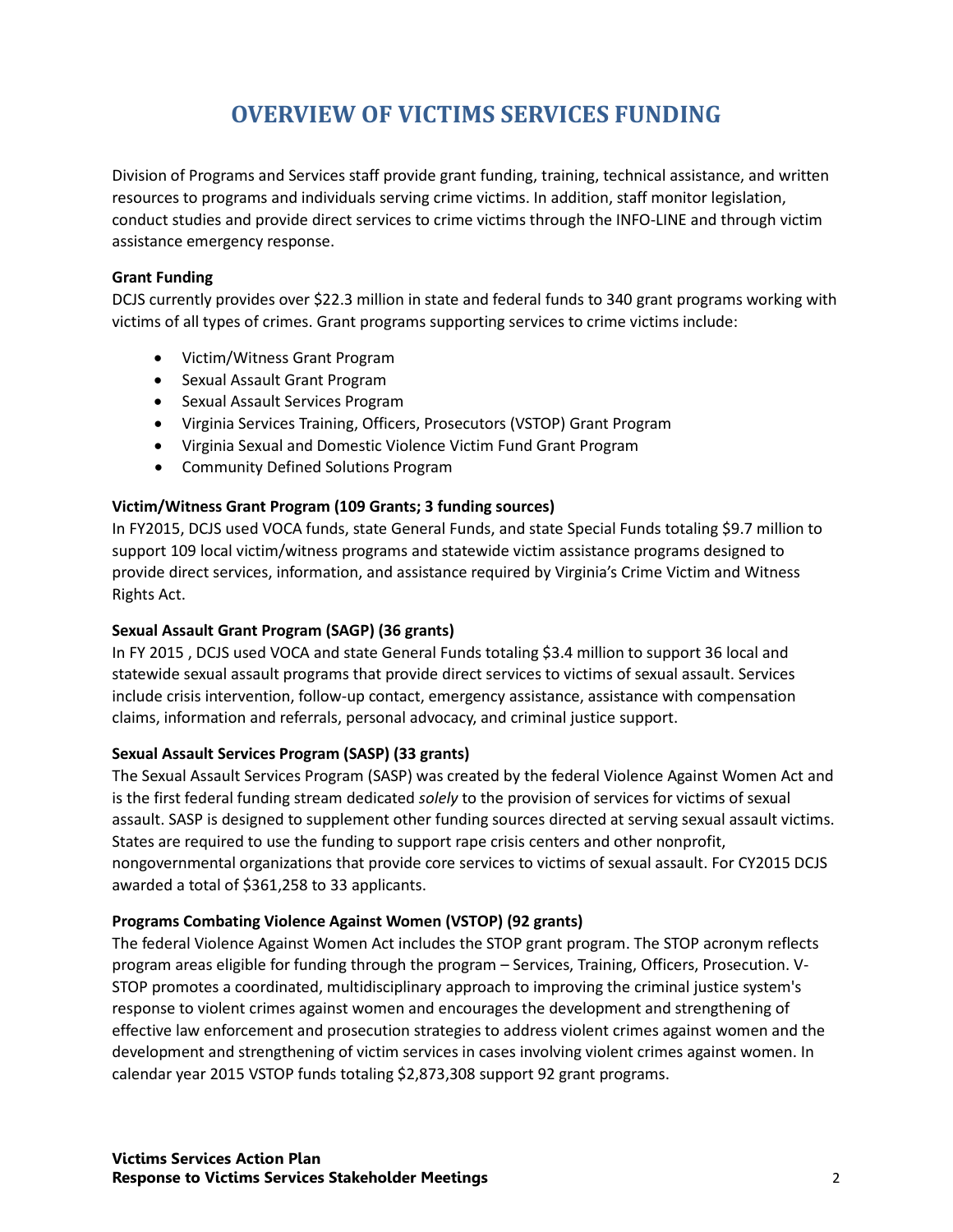# OVERVIEW OF VICTIMS SERVICES FUNDING

Division of Programs and Services staff provide grant funding, training, technical assistance, and written resources to programs and individuals serving crime victims. In addition, staff monitor legislation, conduct studies and provide direct services to crime victims through the INFO-LINE and through victim assistance emergency response.

**Grant Funding**

DCJS currently provides over $22.3 million in state and federal funds to 340 grant programs working with victims of all types of crimes. Grant programs supporting services to crime victims include:

- Victim/Witness Grant Program
- Sexual Assault Grant Program
- Sexual Assault Services Program
- Virginia Services Training, Officers, Prosecutors (VSTOP) Grant Program
- Virginia Sexual and Domestic Violence Victim Fund Grant Program
- Community Defined Solutions Program

**Victim/Witness Grant Program (109 Grants; 3 funding sources)**

In FY2015, DCJS used VOCA funds, state General Funds, and state Special Funds totaling $9.7 million to support 109 local victim/witness programs and statewide victim assistance programs designed to provide direct services, information, and assistance required by Virginia's Crime Victim and Witness Rights Act.

**Sexual Assault Grant Program (SAGP) (36 grants)**

In FY 2015 , DCJS used VOCA and state General Funds totaling $3.4 million to support 36 local and statewide sexual assault programs that provide direct services to victims of sexual assault. Services include crisis intervention, follow-up contact, emergency assistance, assistance with compensation claims, information and referrals, personal advocacy, and criminal justice support.

**Sexual Assault Services Program (SASP) (33 grants)**

The Sexual Assault Services Program (SASP) was created by the federal Violence Against Women Act and is the first federal funding stream dedicated *solely* to the provision of services for victims of sexual assault. SASP is designed to supplement other funding sources directed at serving sexual assault victims. States are required to use the funding to support rape crisis centers and other nonprofit, nongovernmental organizations that provide core services to victims of sexual assault. For CY2015 DCJS awarded a total of $361,258 to 33 applicants.

**Programs Combating Violence Against Women (VSTOP) (92 grants)**

The federal Violence Against Women Act includes the STOP grant program. The STOP acronym reflects program areas eligible for funding through the program – Services, Training, Officers, Prosecution. V-STOP promotes a coordinated, multidisciplinary approach to improving the criminal justice system's response to violent crimes against women and encourages the development and strengthening of effective law enforcement and prosecution strategies to address violent crimes against women and the development and strengthening of victim services in cases involving violent crimes against women. In calendar year 2015 VSTOP funds totaling $2,873,308 support 92 grant programs.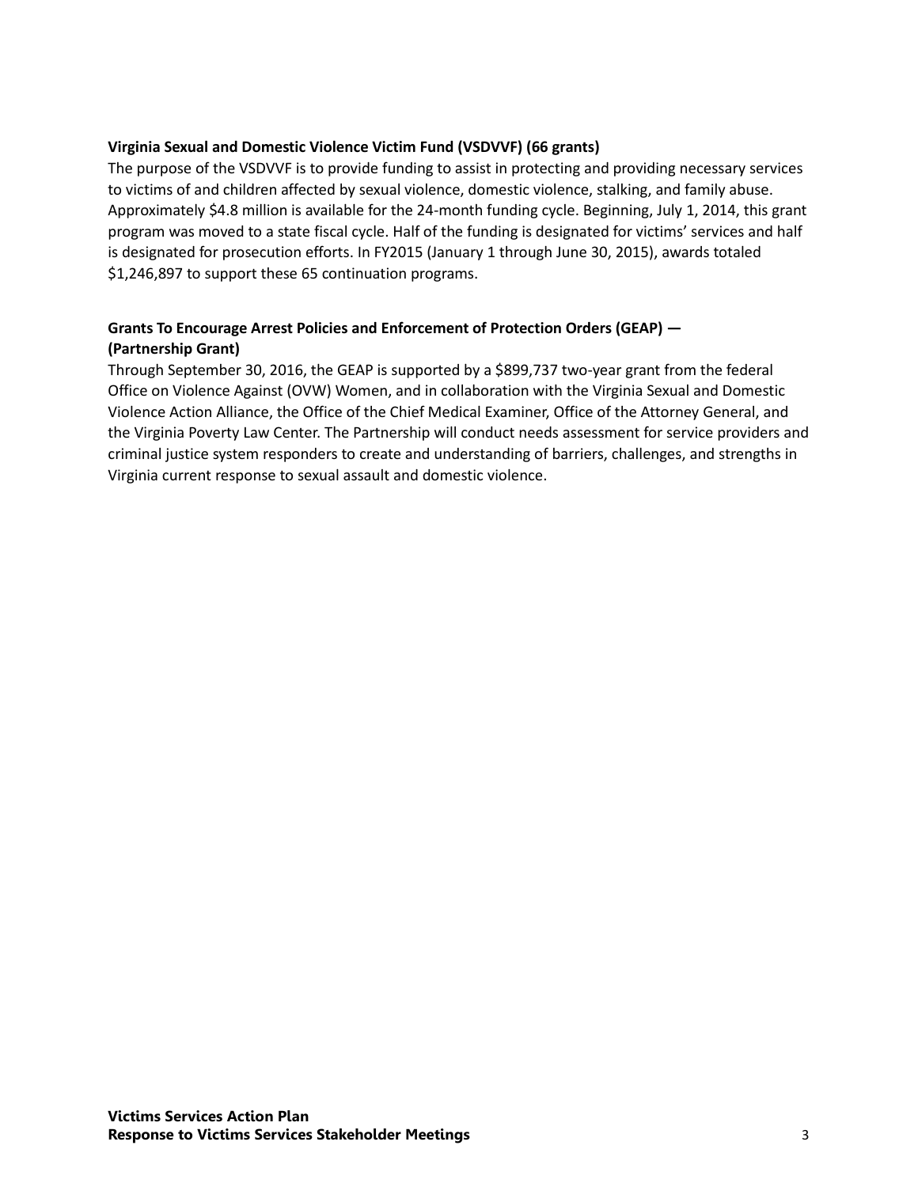**Virginia Sexual and Domestic Violence Victim Fund (VSDVVF) (66 grants)**

The purpose of the VSDVVF is to provide funding to assist in protecting and providing necessary services to victims of and children affected by sexual violence, domestic violence, stalking, and family abuse. Approximately $4.8 million is available for the 24-month funding cycle. Beginning, July 1, 2014, this grant program was moved to a state fiscal cycle. Half of the funding is designated for victims' services and half is designated for prosecution efforts. In FY2015 (January 1 through June 30, 2015), awards totaled $1,246,897 to support these 65 continuation programs.

**Grants To Encourage Arrest Policies and Enforcement of Protection Orders (GEAP) — (Partnership Grant)**

Through September 30, 2016, the GEAP is supported by a $899,737 two-year grant from the federal Office on Violence Against (OVW) Women, and in collaboration with the Virginia Sexual and Domestic Violence Action Alliance, the Office of the Chief Medical Examiner, Office of the Attorney General, and the Virginia Poverty Law Center. The Partnership will conduct needs assessment for service providers and criminal justice system responders to create and understanding of barriers, challenges, and strengths in Virginia current response to sexual assault and domestic violence.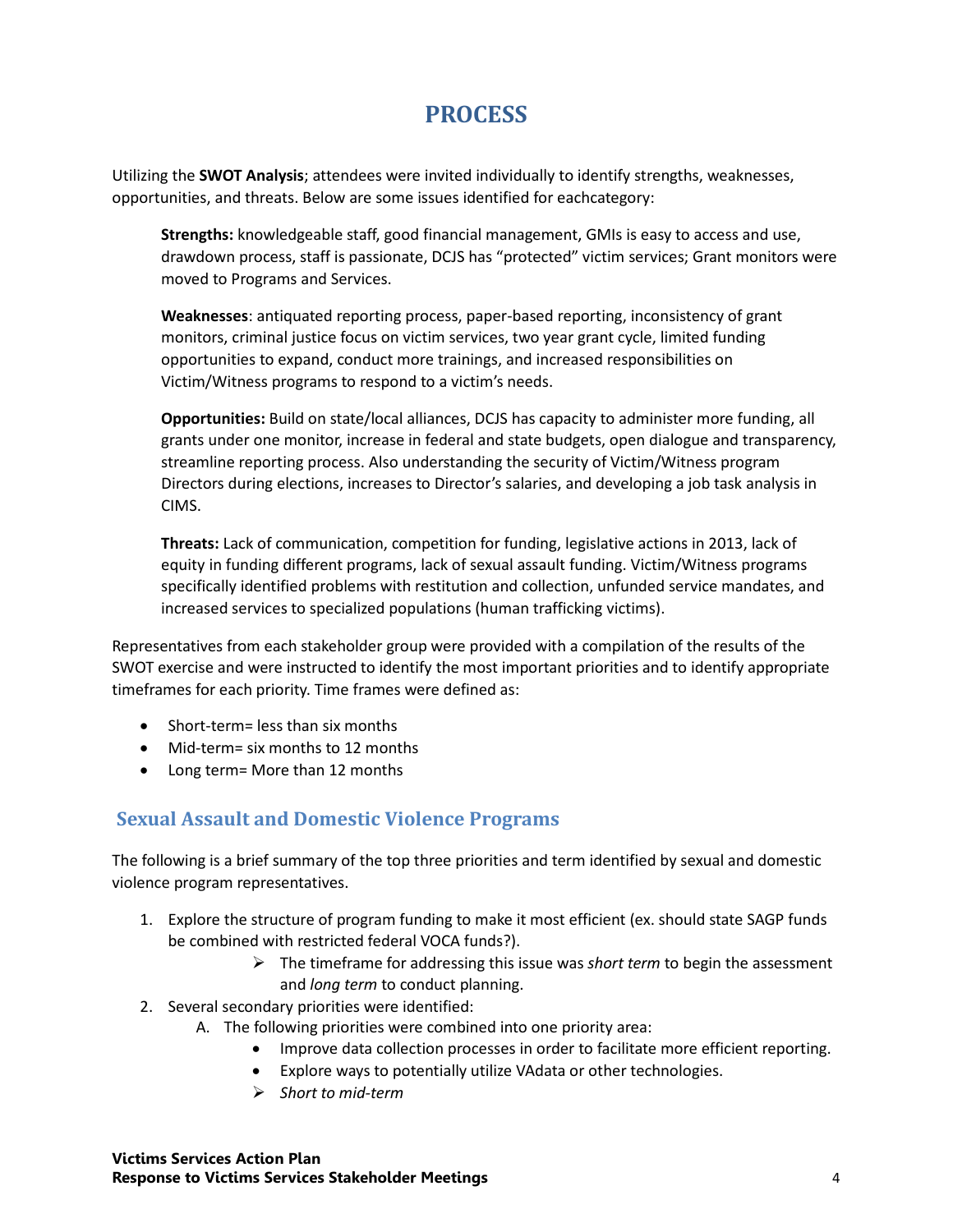# PROCESS

Utilizing the **SWOT Analysis**; attendees were invited individually to identify strengths, weaknesses, opportunities, and threats. Below are some issues identified for eachcategory:

> **Strengths:** knowledgeable staff, good financial management, GMIs is easy to access and use, drawdown process, staff is passionate, DCJS has "protected" victim services; Grant monitors were moved to Programs and Services.
>
> **Weaknesses**: antiquated reporting process, paper-based reporting, inconsistency of grant monitors, criminal justice focus on victim services, two year grant cycle, limited funding opportunities to expand, conduct more trainings, and increased responsibilities on Victim/Witness programs to respond to a victim's needs.
>
> **Opportunities:** Build on state/local alliances, DCJS has capacity to administer more funding, all grants under one monitor, increase in federal and state budgets, open dialogue and transparency, streamline reporting process. Also understanding the security of Victim/Witness program Directors during elections, increases to Director's salaries, and developing a job task analysis in CIMS.
>
> **Threats:** Lack of communication, competition for funding, legislative actions in 2013, lack of equity in funding different programs, lack of sexual assault funding. Victim/Witness programs specifically identified problems with restitution and collection, unfunded service mandates, and increased services to specialized populations (human trafficking victims).

Representatives from each stakeholder group were provided with a compilation of the results of the SWOT exercise and were instructed to identify the most important priorities and to identify appropriate timeframes for each priority. Time frames were defined as:

- Short-term= less than six months
- Mid-term= six months to 12 months
- Long term= More than 12 months

## Sexual Assault and Domestic Violence Programs

The following is a brief summary of the top three priorities and term identified by sexual and domestic violence program representatives.

1. Explore the structure of program funding to make it most efficient (ex. should state SAGP funds be combined with restricted federal VOCA funds?).
   - The timeframe for addressing this issue was *short term* to begin the assessment and *long term* to conduct planning.
2. Several secondary priorities were identified:
   A. The following priorities were combined into one priority area:
      - Improve data collection processes in order to facilitate more efficient reporting.
      - Explore ways to potentially utilize VAdata or other technologies.
      - *Short to mid-term*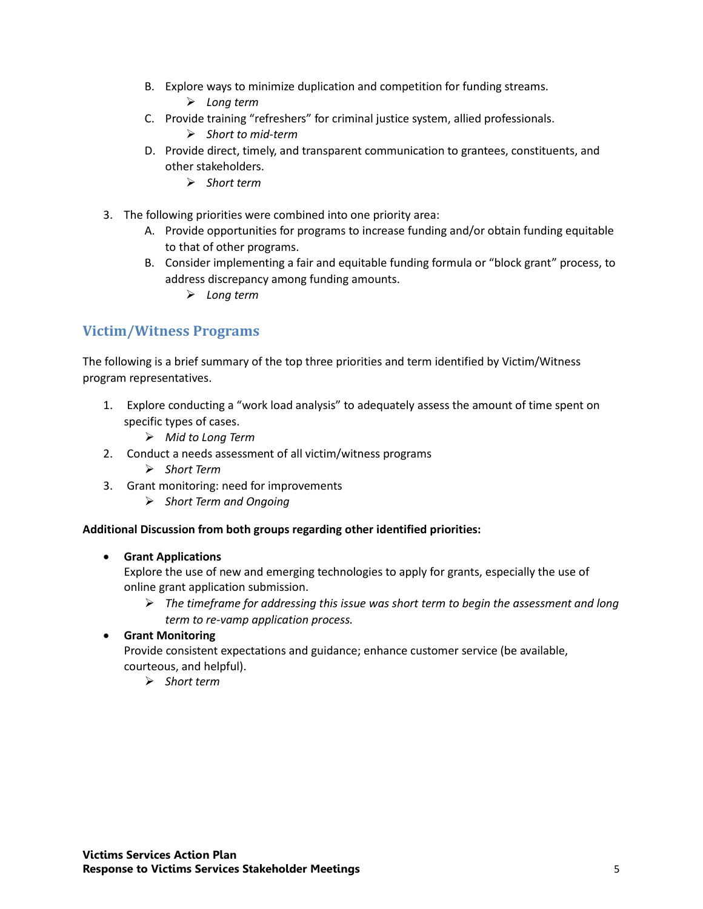B. Explore ways to minimize duplication and competition for funding streams.
      - *Long term*
   C. Provide training "refreshers" for criminal justice system, allied professionals.
      - *Short to mid-term*
   D. Provide direct, timely, and transparent communication to grantees, constituents, and other stakeholders.
      - *Short term*

3. The following priorities were combined into one priority area:
   A. Provide opportunities for programs to increase funding and/or obtain funding equitable to that of other programs.
   B. Consider implementing a fair and equitable funding formula or "block grant" process, to address discrepancy among funding amounts.
      - *Long term*

## Victim/Witness Programs

The following is a brief summary of the top three priorities and term identified by Victim/Witness program representatives.

1. Explore conducting a "work load analysis" to adequately assess the amount of time spent on specific types of cases.
   - *Mid to Long Term*
2. Conduct a needs assessment of all victim/witness programs
   - *Short Term*
3. Grant monitoring: need for improvements
   - *Short Term and Ongoing*

**Additional Discussion from both groups regarding other identified priorities:**

- **Grant Applications**
  Explore the use of new and emerging technologies to apply for grants, especially the use of online grant application submission.
  - *The timeframe for addressing this issue was short term to begin the assessment and long term to re-vamp application process.*
- **Grant Monitoring**
  Provide consistent expectations and guidance; enhance customer service (be available, courteous, and helpful).
  - *Short term*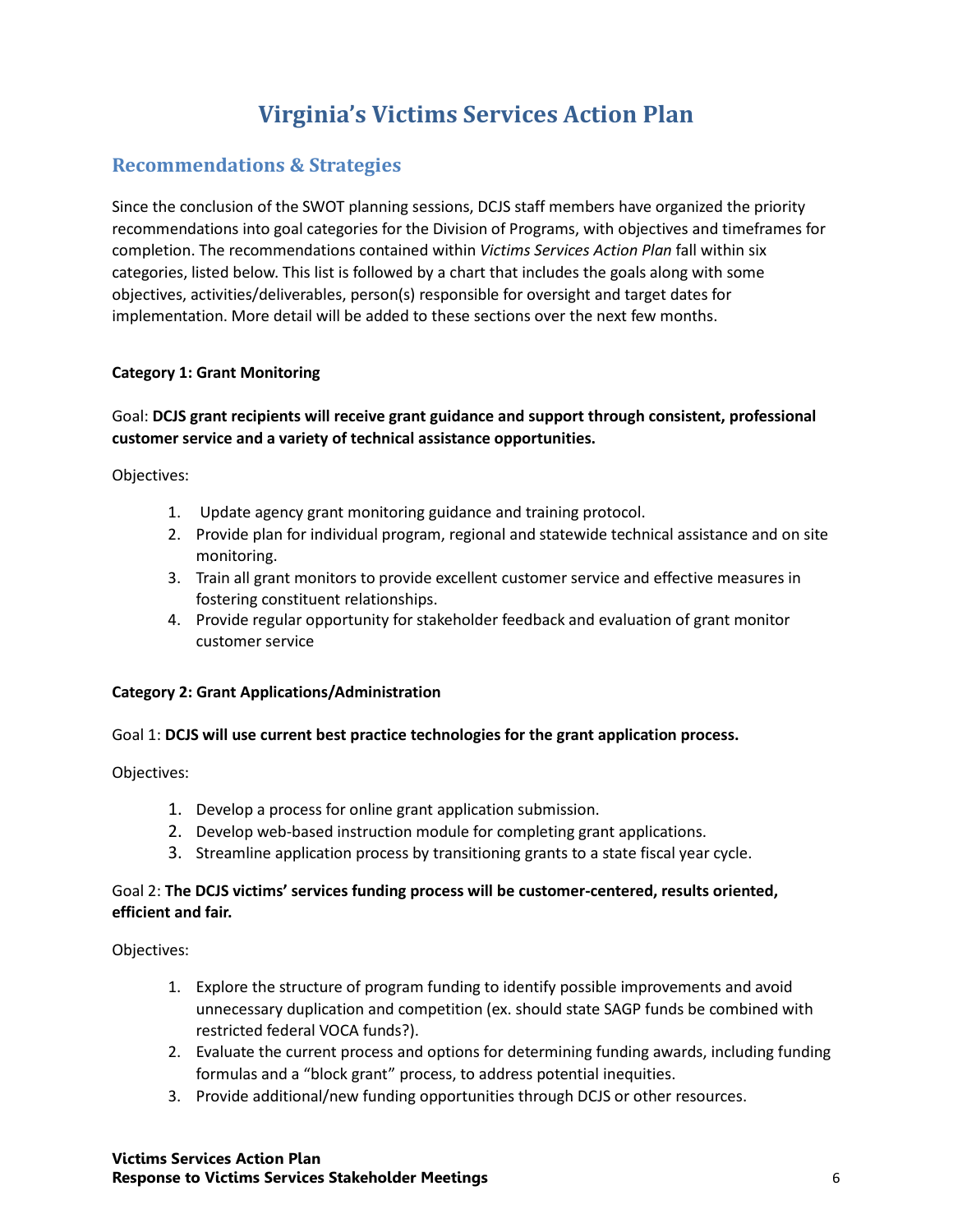# Virginia's Victims Services Action Plan

## Recommendations & Strategies

Since the conclusion of the SWOT planning sessions, DCJS staff members have organized the priority recommendations into goal categories for the Division of Programs, with objectives and timeframes for completion. The recommendations contained within *Victims Services Action Plan* fall within six categories, listed below. This list is followed by a chart that includes the goals along with some objectives, activities/deliverables, person(s) responsible for oversight and target dates for implementation. More detail will be added to these sections over the next few months.

**Category 1: Grant Monitoring**

Goal: **DCJS grant recipients will receive grant guidance and support through consistent, professional customer service and a variety of technical assistance opportunities.**

Objectives:

1. Update agency grant monitoring guidance and training protocol.
2. Provide plan for individual program, regional and statewide technical assistance and on site monitoring.
3. Train all grant monitors to provide excellent customer service and effective measures in fostering constituent relationships.
4. Provide regular opportunity for stakeholder feedback and evaluation of grant monitor customer service

**Category 2: Grant Applications/Administration**

Goal 1: **DCJS will use current best practice technologies for the grant application process.**

Objectives:

1. Develop a process for online grant application submission.
2. Develop web-based instruction module for completing grant applications.
3. Streamline application process by transitioning grants to a state fiscal year cycle.

Goal 2: **The DCJS victims' services funding process will be customer-centered, results oriented, efficient and fair.**

Objectives:

1. Explore the structure of program funding to identify possible improvements and avoid unnecessary duplication and competition (ex. should state SAGP funds be combined with restricted federal VOCA funds?).
2. Evaluate the current process and options for determining funding awards, including funding formulas and a "block grant" process, to address potential inequities.
3. Provide additional/new funding opportunities through DCJS or other resources.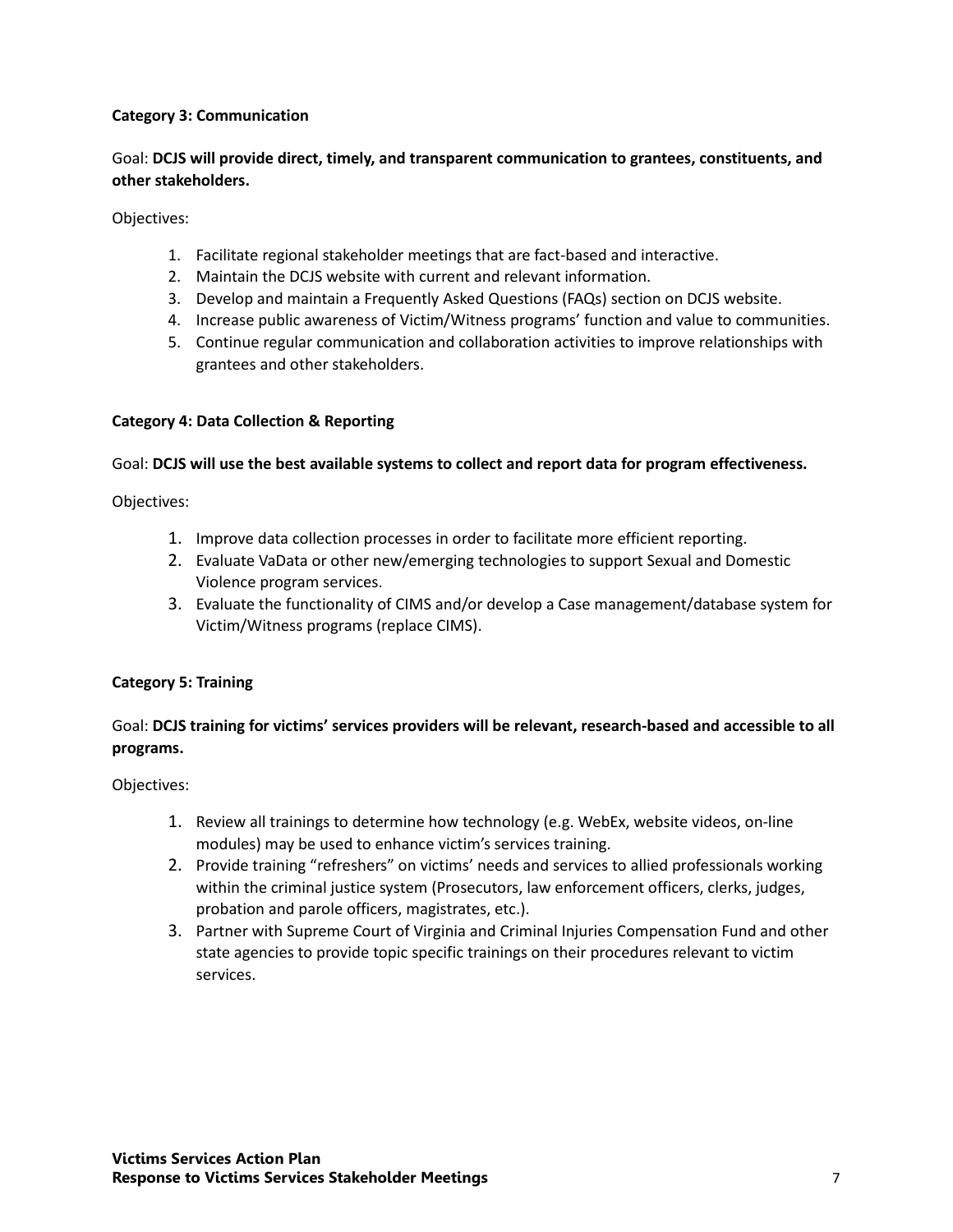**Category 3: Communication**

Goal: **DCJS will provide direct, timely, and transparent communication to grantees, constituents, and other stakeholders.**

Objectives:

1. Facilitate regional stakeholder meetings that are fact-based and interactive.
2. Maintain the DCJS website with current and relevant information.
3. Develop and maintain a Frequently Asked Questions (FAQs) section on DCJS website.
4. Increase public awareness of Victim/Witness programs' function and value to communities.
5. Continue regular communication and collaboration activities to improve relationships with grantees and other stakeholders.

**Category 4: Data Collection & Reporting**

Goal: **DCJS will use the best available systems to collect and report data for program effectiveness.**

Objectives:

1. Improve data collection processes in order to facilitate more efficient reporting.
2. Evaluate VaData or other new/emerging technologies to support Sexual and Domestic Violence program services.
3. Evaluate the functionality of CIMS and/or develop a Case management/database system for Victim/Witness programs (replace CIMS).

**Category 5: Training**

Goal: **DCJS training for victims' services providers will be relevant, research-based and accessible to all programs.**

Objectives:

1. Review all trainings to determine how technology (e.g. WebEx, website videos, on-line modules) may be used to enhance victim's services training.
2. Provide training "refreshers" on victims' needs and services to allied professionals working within the criminal justice system (Prosecutors, law enforcement officers, clerks, judges, probation and parole officers, magistrates, etc.).
3. Partner with Supreme Court of Virginia and Criminal Injuries Compensation Fund and other state agencies to provide topic specific trainings on their procedures relevant to victim services.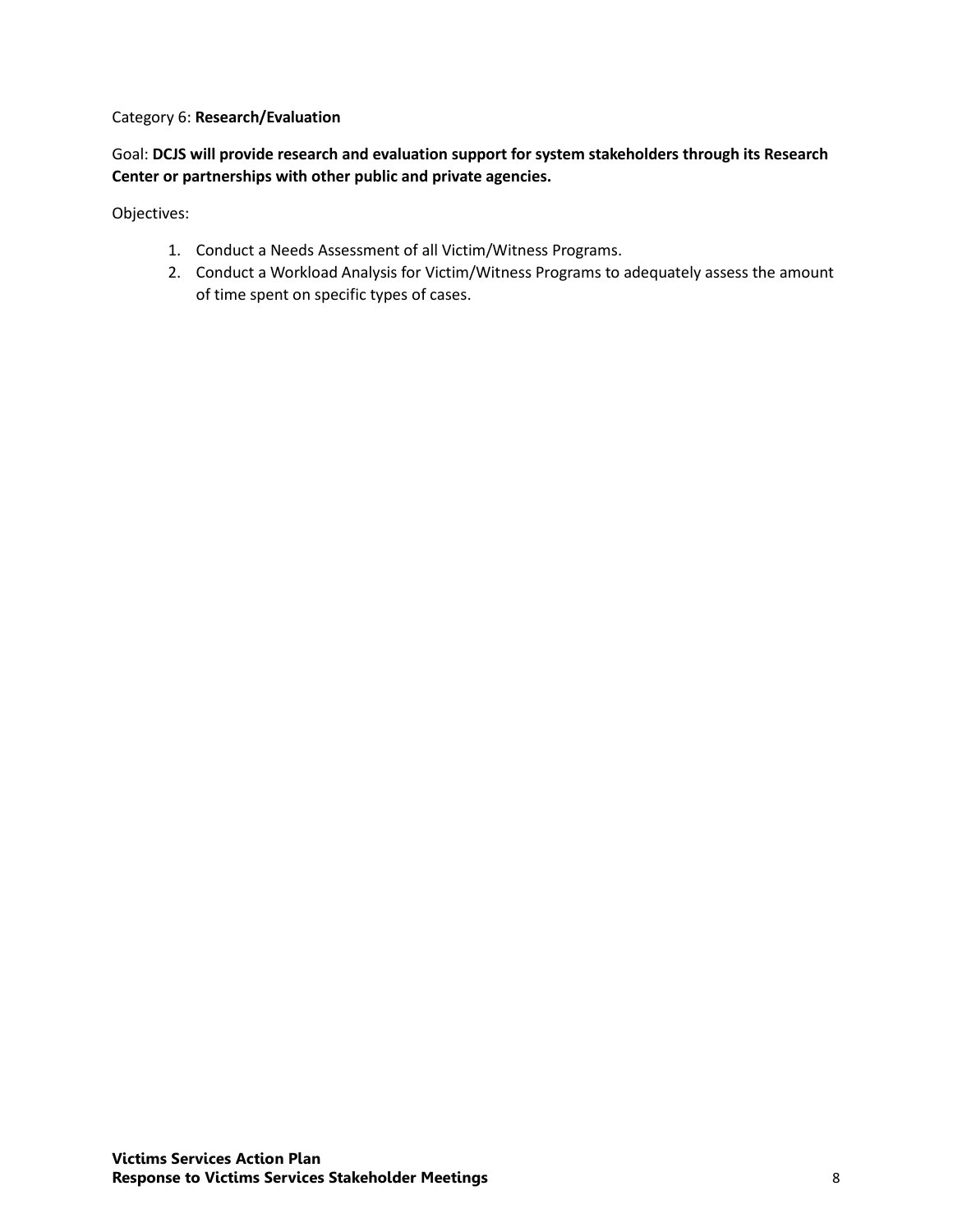Category 6: **Research/Evaluation**

Goal: **DCJS will provide research and evaluation support for system stakeholders through its Research Center or partnerships with other public and private agencies.**

Objectives:

1. Conduct a Needs Assessment of all Victim/Witness Programs.
2. Conduct a Workload Analysis for Victim/Witness Programs to adequately assess the amount of time spent on specific types of cases.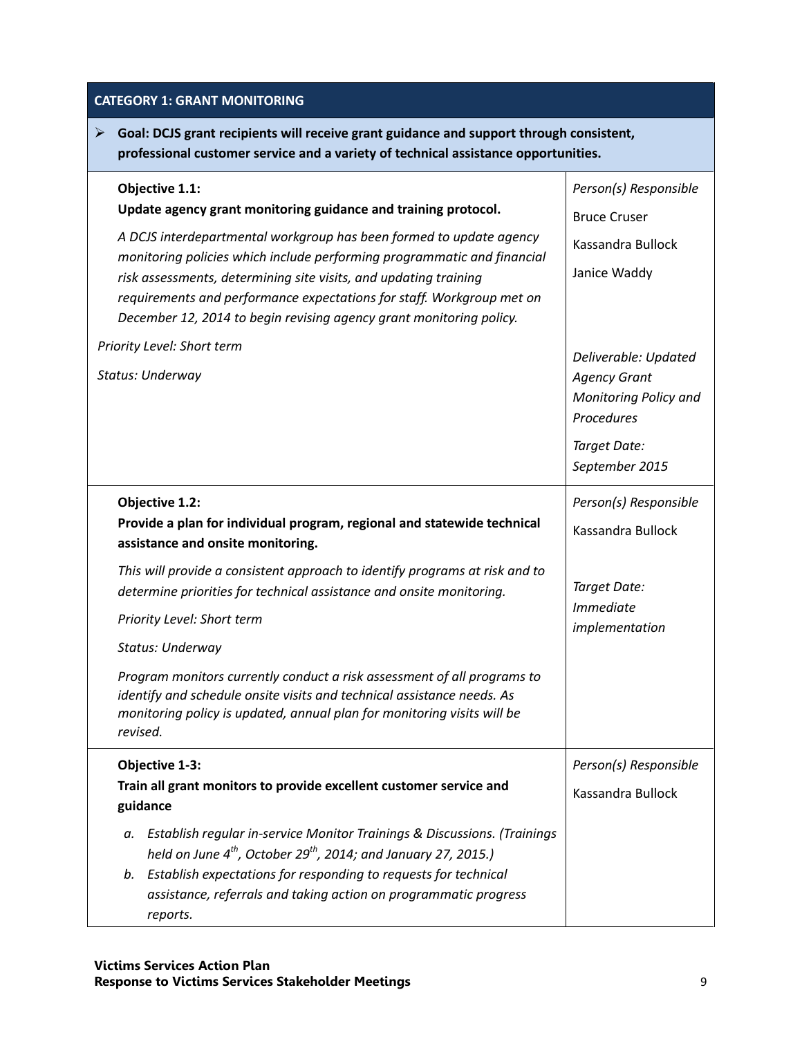| **CATEGORY 1: GRANT MONITORING** | |
|---|---|
| ➢ **Goal: DCJS grant recipients will receive grant guidance and support through consistent, professional customer service and a variety of technical assistance opportunities.** | |
| **Objective 1.1:**<br>**Update agency grant monitoring guidance and training protocol.**<br>*A DCJS interdepartmental workgroup has been formed to update agency monitoring policies which include performing programmatic and financial risk assessments, determining site visits, and updating training requirements and performance expectations for staff. Workgroup met on December 12, 2014 to begin revising agency grant monitoring policy.*<br>*Priority Level: Short term*<br>*Status: Underway* | *Person(s) Responsible*<br>Bruce Cruser<br>Kassandra Bullock<br>Janice Waddy<br>*Deliverable: Updated Agency Grant Monitoring Policy and Procedures*<br>*Target Date: September 2015* |
| **Objective 1.2:**<br>**Provide a plan for individual program, regional and statewide technical assistance and onsite monitoring.**<br>*This will provide a consistent approach to identify programs at risk and to determine priorities for technical assistance and onsite monitoring.*<br>*Priority Level: Short term*<br>*Status: Underway*<br>*Program monitors currently conduct a risk assessment of all programs to identify and schedule onsite visits and technical assistance needs. As monitoring policy is updated, annual plan for monitoring visits will be revised.* | *Person(s) Responsible*<br>Kassandra Bullock<br>*Target Date: Immediate implementation* |
| **Objective 1-3:**<br>**Train all grant monitors to provide excellent customer service and guidance**<br>a. *Establish regular in-service Monitor Trainings & Discussions. (Trainings held on June 4th, October 29th, 2014; and January 27, 2015.)*<br>b. *Establish expectations for responding to requests for technical assistance, referrals and taking action on programmatic progress reports.* | *Person(s) Responsible*<br>Kassandra Bullock |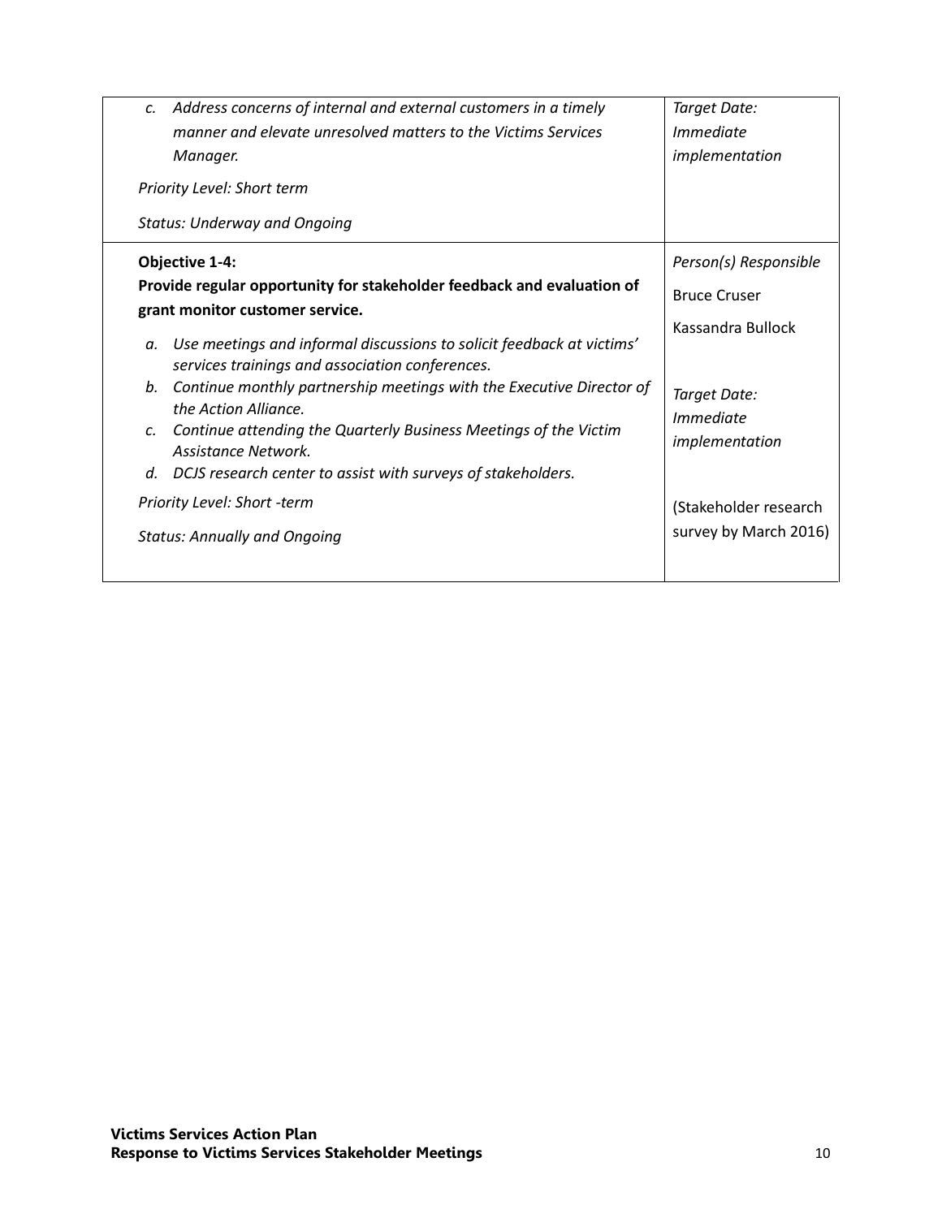| | |
|---|---|
| c. *Address concerns of internal and external customers in a timely manner and elevate unresolved matters to the Victims Services Manager.*<br><br>*Priority Level: Short term*<br><br>*Status: Underway and Ongoing* | *Target Date: Immediate implementation* |
| **Objective 1-4:**<br>**Provide regular opportunity for stakeholder feedback and evaluation of grant monitor customer service.**<br><br>a. *Use meetings and informal discussions to solicit feedback at victims' services trainings and association conferences.*<br>b. *Continue monthly partnership meetings with the Executive Director of the Action Alliance.*<br>c. *Continue attending the Quarterly Business Meetings of the Victim Assistance Network.*<br>d. *DCJS research center to assist with surveys of stakeholders.*<br><br>*Priority Level: Short -term*<br><br>*Status: Annually and Ongoing* | *Person(s) Responsible*<br><br>Bruce Cruser<br><br>Kassandra Bullock<br><br>*Target Date: Immediate implementation*<br><br>(Stakeholder research survey by March 2016) |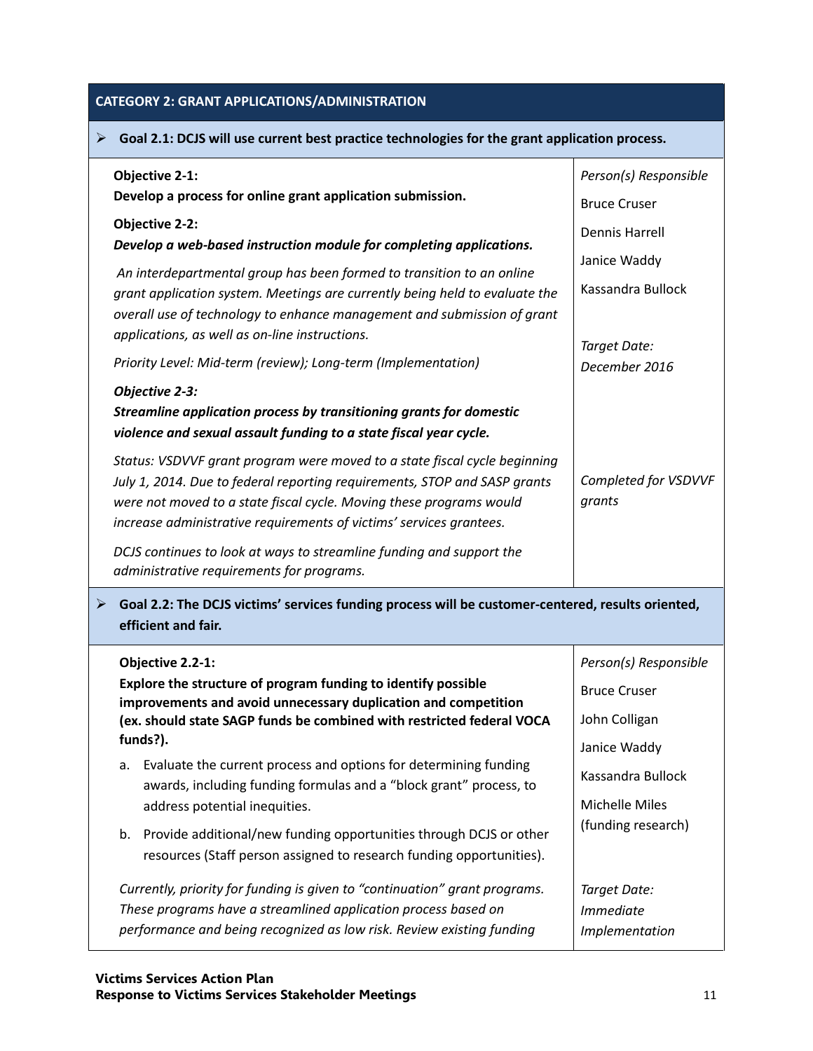## CATEGORY 2: GRANT APPLICATIONS/ADMINISTRATION

### ➢ Goal 2.1: DCJS will use current best practice technologies for the grant application process.

| | |
|---|---|
| **Objective 2-1:**<br>**Develop a process for online grant application submission.**<br><br>**Objective 2-2:**<br>***Develop a web-based instruction module for completing applications.***<br><br>*An interdepartmental group has been formed to transition to an online grant application system. Meetings are currently being held to evaluate the overall use of technology to enhance management and submission of grant applications, as well as on-line instructions.*<br><br>*Priority Level: Mid-term (review); Long-term (Implementation)* | *Person(s) Responsible*<br>Bruce Cruser<br>Dennis Harrell<br>Janice Waddy<br>Kassandra Bullock<br><br>*Target Date:*<br>*December 2016* |
| ***Objective 2-3:***<br>***Streamline application process by transitioning grants for domestic violence and sexual assault funding to a state fiscal year cycle.***<br><br>*Status: VSDVVF grant program were moved to a state fiscal cycle beginning July 1, 2014. Due to federal reporting requirements, STOP and SASP grants were not moved to a state fiscal cycle. Moving these programs would increase administrative requirements of victims' services grantees.*<br><br>*DCJS continues to look at ways to streamline funding and support the administrative requirements for programs.* | *Completed for VSDVVF grants* |

### ➢ Goal 2.2: The DCJS victims' services funding process will be customer-centered, results oriented, efficient and fair.

| | |
|---|---|
| **Objective 2.2-1:**<br>**Explore the structure of program funding to identify possible improvements and avoid unnecessary duplication and competition (ex. should state SAGP funds be combined with restricted federal VOCA funds?).**<br><br>a. Evaluate the current process and options for determining funding awards, including funding formulas and a "block grant" process, to address potential inequities.<br>b. Provide additional/new funding opportunities through DCJS or other resources (Staff person assigned to research funding opportunities). | *Person(s) Responsible*<br>Bruce Cruser<br>John Colligan<br>Janice Waddy<br>Kassandra Bullock<br>Michelle Miles (funding research) |
| *Currently, priority for funding is given to "continuation" grant programs. These programs have a streamlined application process based on performance and being recognized as low risk. Review existing funding* | *Target Date:*<br>*Immediate Implementation* |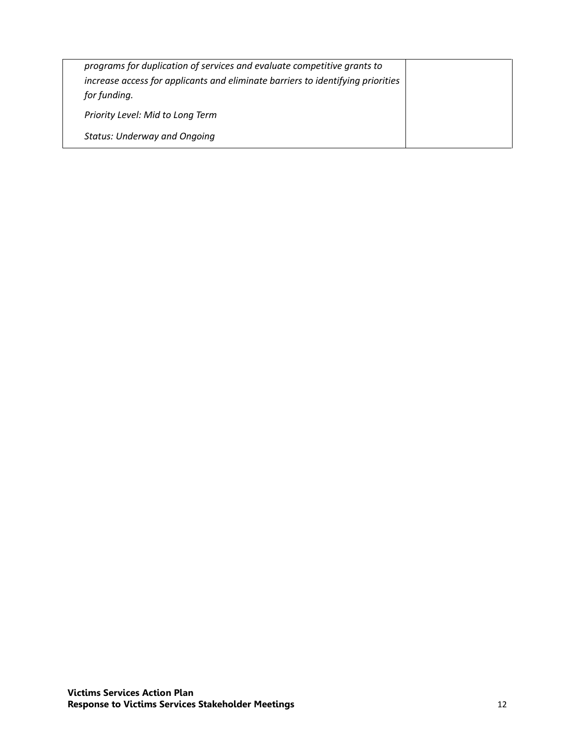| | |
|---|---|
| *programs for duplication of services and evaluate competitive grants to increase access for applicants and eliminate barriers to identifying priorities for funding.*<br><br>*Priority Level: Mid to Long Term*<br><br>*Status: Underway and Ongoing* | |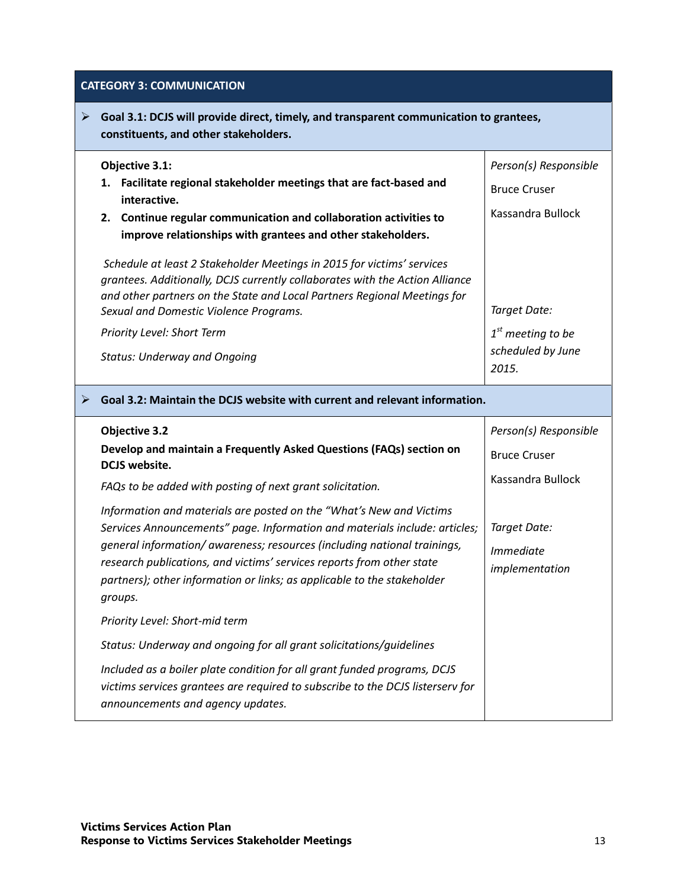## CATEGORY 3: COMMUNICATION

- **Goal 3.1: DCJS will provide direct, timely, and transparent communication to grantees, constituents, and other stakeholders.**

| **Objective 3.1:** | *Person(s) Responsible* |
|---|---|
| 1. **Facilitate regional stakeholder meetings that are fact-based and interactive.**<br>2. **Continue regular communication and collaboration activities to improve relationships with grantees and other stakeholders.**<br><br>*Schedule at least 2 Stakeholder Meetings in 2015 for victims' services grantees. Additionally, DCJS currently collaborates with the Action Alliance and other partners on the State and Local Partners Regional Meetings for Sexual and Domestic Violence Programs.*<br><br>*Priority Level: Short Term*<br><br>*Status: Underway and Ongoing* | Bruce Cruser<br><br>Kassandra Bullock<br><br>*Target Date:*<br><br>*1st meeting to be scheduled by June 2015.* |

- **Goal 3.2: Maintain the DCJS website with current and relevant information.**

| **Objective 3.2** | *Person(s) Responsible* |
|---|---|
| **Develop and maintain a Frequently Asked Questions (FAQs) section on DCJS website.**<br><br>*FAQs to be added with posting of next grant solicitation.*<br><br>*Information and materials are posted on the "What's New and Victims Services Announcements" page. Information and materials include: articles; general information/ awareness; resources (including national trainings, research publications, and victims' services reports from other state partners); other information or links; as applicable to the stakeholder groups.*<br><br>*Priority Level: Short-mid term*<br><br>*Status: Underway and ongoing for all grant solicitations/guidelines*<br><br>*Included as a boiler plate condition for all grant funded programs, DCJS victims services grantees are required to subscribe to the DCJS listerserv for announcements and agency updates.* | Bruce Cruser<br><br>Kassandra Bullock<br><br>*Target Date:*<br><br>*Immediate implementation* |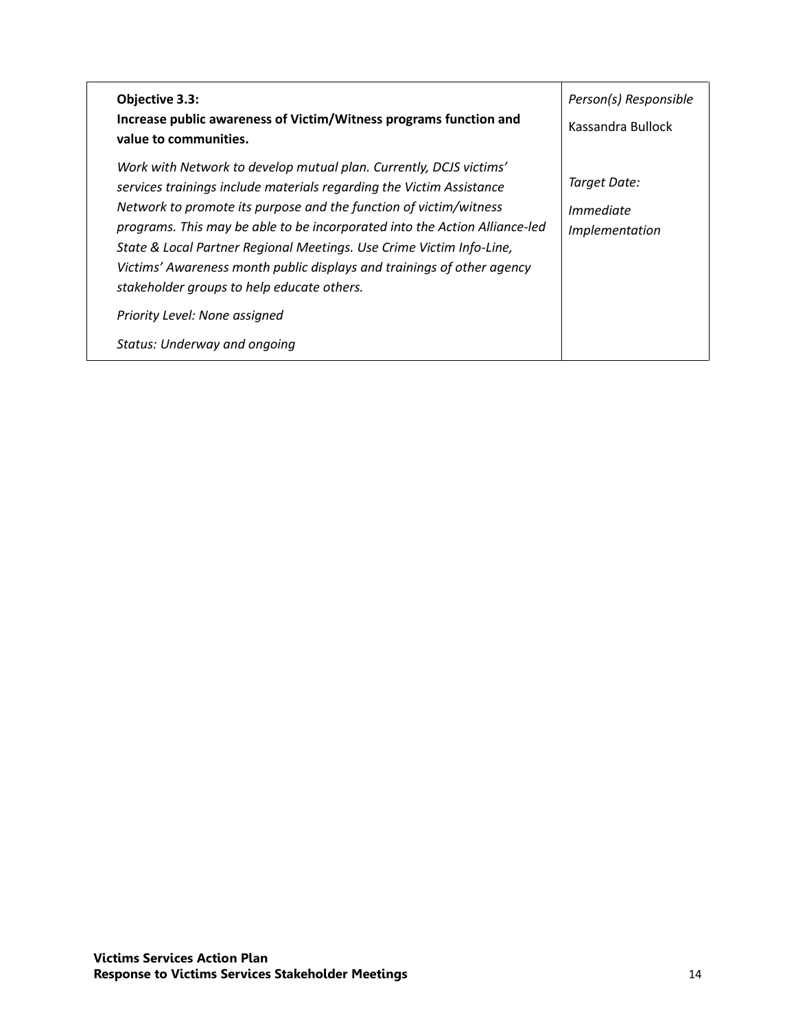| **Objective 3.3:**<br>**Increase public awareness of Victim/Witness programs function and value to communities.**<br><br>*Work with Network to develop mutual plan. Currently, DCJS victims' services trainings include materials regarding the Victim Assistance Network to promote its purpose and the function of victim/witness programs. This may be able to be incorporated into the Action Alliance-led State & Local Partner Regional Meetings. Use Crime Victim Info-Line, Victims' Awareness month public displays and trainings of other agency stakeholder groups to help educate others.*<br><br>*Priority Level: None assigned*<br><br>*Status: Underway and ongoing* | *Person(s) Responsible*<br><br>Kassandra Bullock<br><br>*Target Date:*<br><br>*Immediate Implementation* |
|---|---|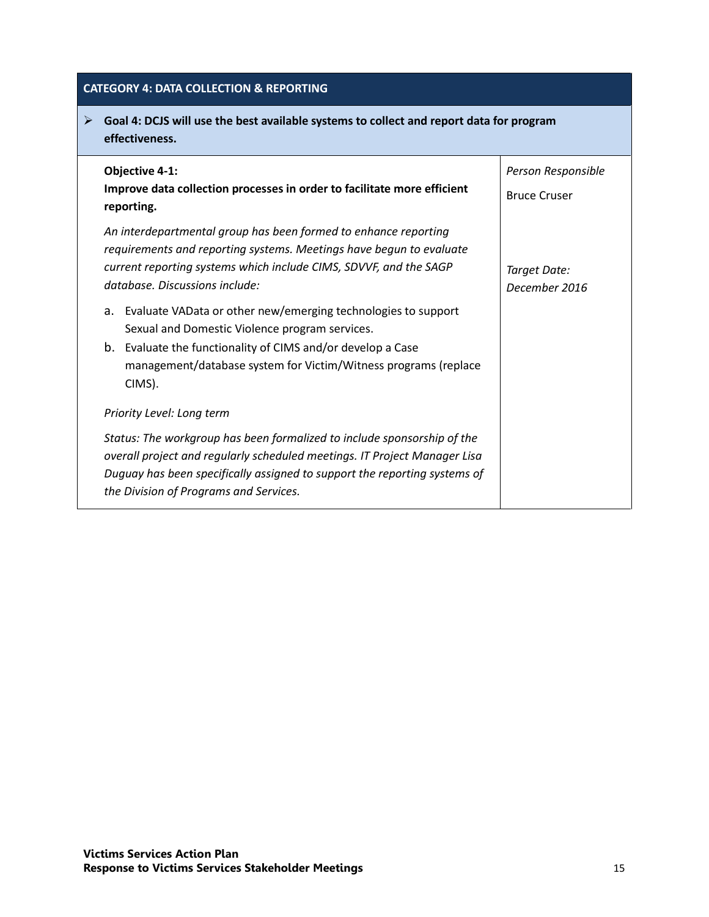## CATEGORY 4: DATA COLLECTION & REPORTING

➢ **Goal 4: DCJS will use the best available systems to collect and report data for program effectiveness.**

| | |
|---|---|
| **Objective 4-1:**<br>**Improve data collection processes in order to facilitate more efficient reporting.**<br><br>*An interdepartmental group has been formed to enhance reporting requirements and reporting systems. Meetings have begun to evaluate current reporting systems which include CIMS, SDVVF, and the SAGP database. Discussions include:*<br><br>a. Evaluate VAData or other new/emerging technologies to support Sexual and Domestic Violence program services.<br>b. Evaluate the functionality of CIMS and/or develop a Case management/database system for Victim/Witness programs (replace CIMS).<br><br>*Priority Level: Long term*<br><br>*Status: The workgroup has been formalized to include sponsorship of the overall project and regularly scheduled meetings. IT Project Manager Lisa Duguay has been specifically assigned to support the reporting systems of the Division of Programs and Services.* | *Person Responsible*<br><br>Bruce Cruser<br><br>*Target Date: December 2016* |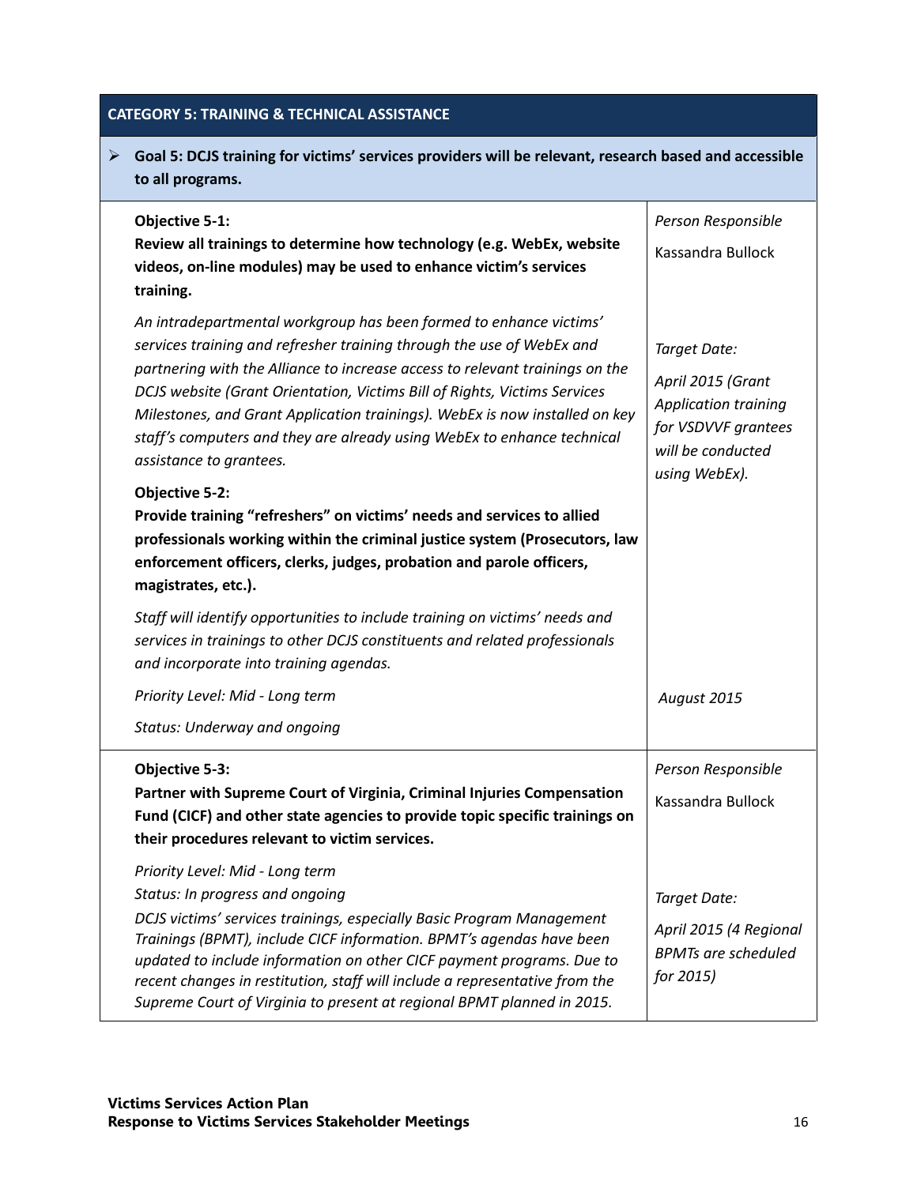## CATEGORY 5: TRAINING & TECHNICAL ASSISTANCE

- **Goal 5: DCJS training for victims' services providers will be relevant, research based and accessible to all programs.**

| | |
|---|---|
| **Objective 5-1:**<br>**Review all trainings to determine how technology (e.g. WebEx, website videos, on-line modules) may be used to enhance victim's services training.**<br><br>*An intradepartmental workgroup has been formed to enhance victims' services training and refresher training through the use of WebEx and partnering with the Alliance to increase access to relevant trainings on the DCJS website (Grant Orientation, Victims Bill of Rights, Victims Services Milestones, and Grant Application trainings). WebEx is now installed on key staff's computers and they are already using WebEx to enhance technical assistance to grantees.*<br><br>**Objective 5-2:**<br>**Provide training "refreshers" on victims' needs and services to allied professionals working within the criminal justice system (Prosecutors, law enforcement officers, clerks, judges, probation and parole officers, magistrates, etc.).**<br><br>*Staff will identify opportunities to include training on victims' needs and services in trainings to other DCJS constituents and related professionals and incorporate into training agendas.*<br><br>*Priority Level: Mid - Long term*<br><br>*Status: Underway and ongoing* | *Person Responsible*<br><br>Kassandra Bullock<br><br>*Target Date:*<br><br>*April 2015 (Grant Application training for VSDVVF grantees will be conducted using WebEx).*<br><br>*August 2015* |
| **Objective 5-3:**<br>**Partner with Supreme Court of Virginia, Criminal Injuries Compensation Fund (CICF) and other state agencies to provide topic specific trainings on their procedures relevant to victim services.**<br><br>*Priority Level: Mid - Long term*<br>*Status: In progress and ongoing*<br>*DCJS victims' services trainings, especially Basic Program Management Trainings (BPMT), include CICF information. BPMT's agendas have been updated to include information on other CICF payment programs. Due to recent changes in restitution, staff will include a representative from the Supreme Court of Virginia to present at regional BPMT planned in 2015.* | *Person Responsible*<br><br>Kassandra Bullock<br><br>*Target Date:*<br><br>*April 2015 (4 Regional BPMTs are scheduled for 2015)* |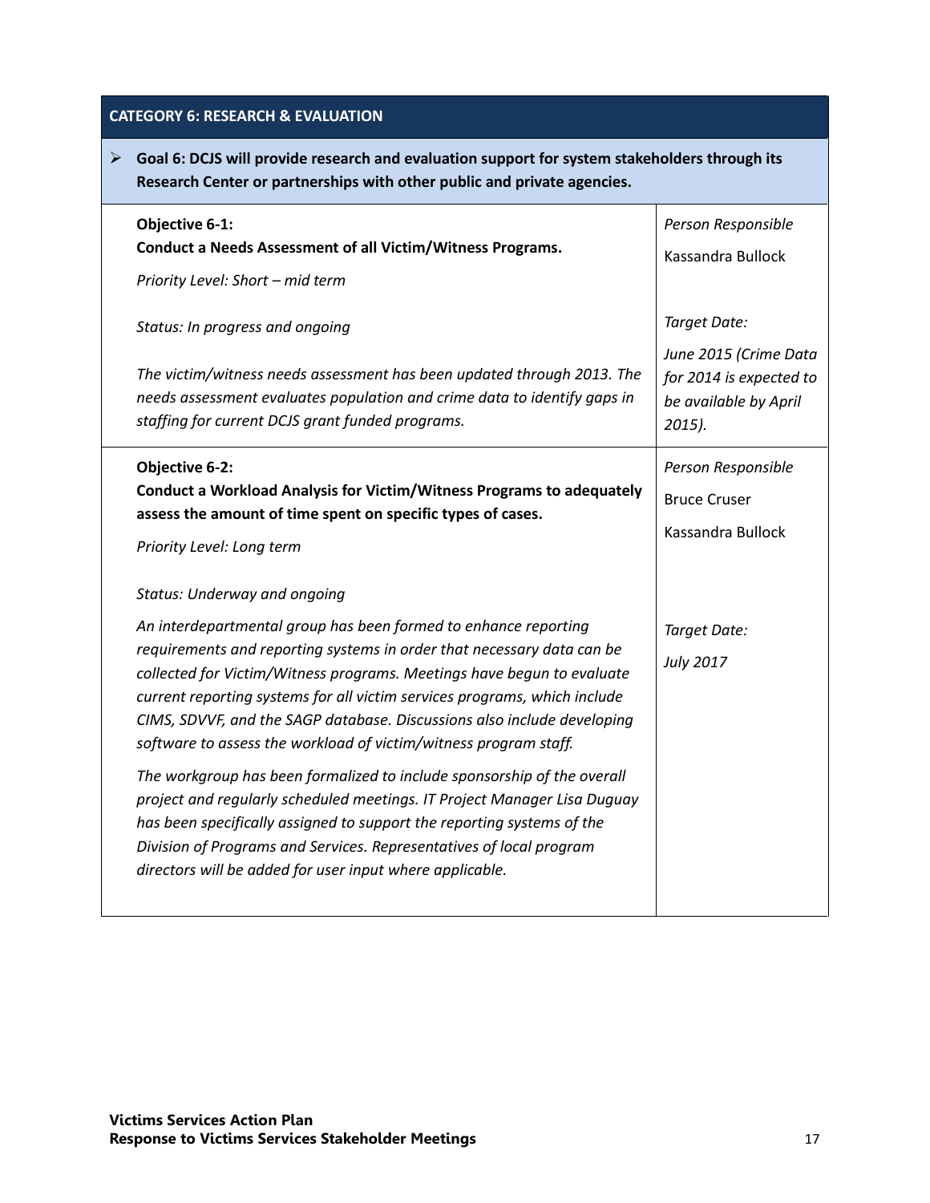## CATEGORY 6: RESEARCH & EVALUATION

- **Goal 6: DCJS will provide research and evaluation support for system stakeholders through its Research Center or partnerships with other public and private agencies.**

| | |
|---|---|
| **Objective 6-1:**<br>**Conduct a Needs Assessment of all Victim/Witness Programs.**<br>*Priority Level: Short – mid term*<br><br>*Status: In progress and ongoing*<br><br>*The victim/witness needs assessment has been updated through 2013. The needs assessment evaluates population and crime data to identify gaps in staffing for current DCJS grant funded programs.* | *Person Responsible*<br>Kassandra Bullock<br><br>*Target Date:*<br>*June 2015 (Crime Data for 2014 is expected to be available by April 2015).* |
| **Objective 6-2:**<br>**Conduct a Workload Analysis for Victim/Witness Programs to adequately assess the amount of time spent on specific types of cases.**<br>*Priority Level: Long term*<br><br>*Status: Underway and ongoing*<br><br>*An interdepartmental group has been formed to enhance reporting requirements and reporting systems in order that necessary data can be collected for Victim/Witness programs. Meetings have begun to evaluate current reporting systems for all victim services programs, which include CIMS, SDVVF, and the SAGP database. Discussions also include developing software to assess the workload of victim/witness program staff.*<br><br>*The workgroup has been formalized to include sponsorship of the overall project and regularly scheduled meetings. IT Project Manager Lisa Duguay has been specifically assigned to support the reporting systems of the Division of Programs and Services. Representatives of local program directors will be added for user input where applicable.* | *Person Responsible*<br>Bruce Cruser<br>Kassandra Bullock<br><br>*Target Date:*<br>*July 2017* |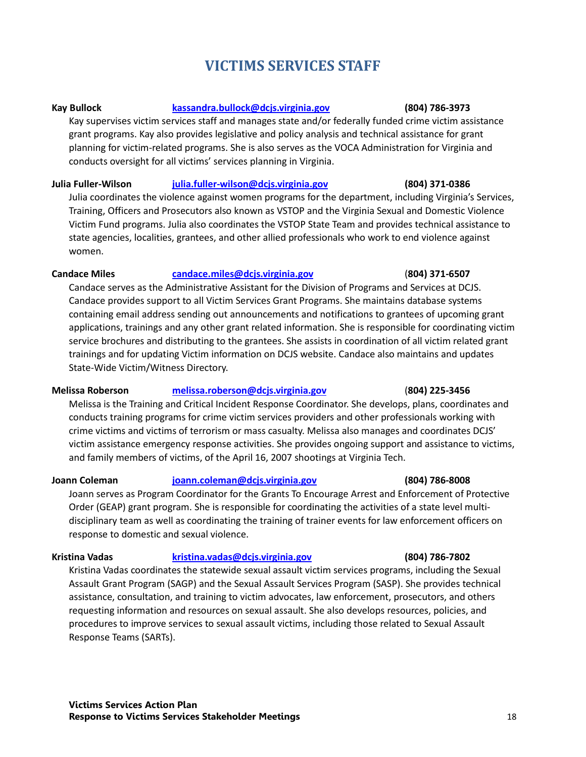# VICTIMS SERVICES STAFF

**Kay Bullock** [kassandra.bullock@dcjs.virginia.gov](mailto:kassandra.bullock@dcjs.virginia.gov) **(804) 786-3973**

Kay supervises victim services staff and manages state and/or federally funded crime victim assistance grant programs. Kay also provides legislative and policy analysis and technical assistance for grant planning for victim-related programs. She is also serves as the VOCA Administration for Virginia and conducts oversight for all victims' services planning in Virginia.

**Julia Fuller-Wilson** [julia.fuller-wilson@dcjs.virginia.gov](mailto:julia.fuller-wilson@dcjs.virginia.gov) **(804) 371-0386**

Julia coordinates the violence against women programs for the department, including Virginia's Services, Training, Officers and Prosecutors also known as VSTOP and the Virginia Sexual and Domestic Violence Victim Fund programs. Julia also coordinates the VSTOP State Team and provides technical assistance to state agencies, localities, grantees, and other allied professionals who work to end violence against women.

**Candace Miles** [candace.miles@dcjs.virginia.gov](mailto:candace.miles@dcjs.virginia.gov) (**804) 371-6507**

Candace serves as the Administrative Assistant for the Division of Programs and Services at DCJS. Candace provides support to all Victim Services Grant Programs. She maintains database systems containing email address sending out announcements and notifications to grantees of upcoming grant applications, trainings and any other grant related information. She is responsible for coordinating victim service brochures and distributing to the grantees. She assists in coordination of all victim related grant trainings and for updating Victim information on DCJS website. Candace also maintains and updates State-Wide Victim/Witness Directory.

**Melissa Roberson** [melissa.roberson@dcjs.virginia.gov](mailto:melissa.roberson@dcjs.virginia.gov) (**804) 225-3456**

Melissa is the Training and Critical Incident Response Coordinator. She develops, plans, coordinates and conducts training programs for crime victim services providers and other professionals working with crime victims and victims of terrorism or mass casualty. Melissa also manages and coordinates DCJS' victim assistance emergency response activities. She provides ongoing support and assistance to victims, and family members of victims, of the April 16, 2007 shootings at Virginia Tech.

**Joann Coleman** [joann.coleman@dcjs.virginia.gov](mailto:joann.coleman@dcjs.virginia.gov) **(804) 786-8008**

Joann serves as Program Coordinator for the Grants To Encourage Arrest and Enforcement of Protective Order (GEAP) grant program. She is responsible for coordinating the activities of a state level multi-disciplinary team as well as coordinating the training of trainer events for law enforcement officers on response to domestic and sexual violence.

**Kristina Vadas** [kristina.vadas@dcjs.virginia.gov](mailto:kristina.vadas@dcjs.virginia.gov) **(804) 786-7802**

Kristina Vadas coordinates the statewide sexual assault victim services programs, including the Sexual Assault Grant Program (SAGP) and the Sexual Assault Services Program (SASP). She provides technical assistance, consultation, and training to victim advocates, law enforcement, prosecutors, and others requesting information and resources on sexual assault. She also develops resources, policies, and procedures to improve services to sexual assault victims, including those related to Sexual Assault Response Teams (SARTs).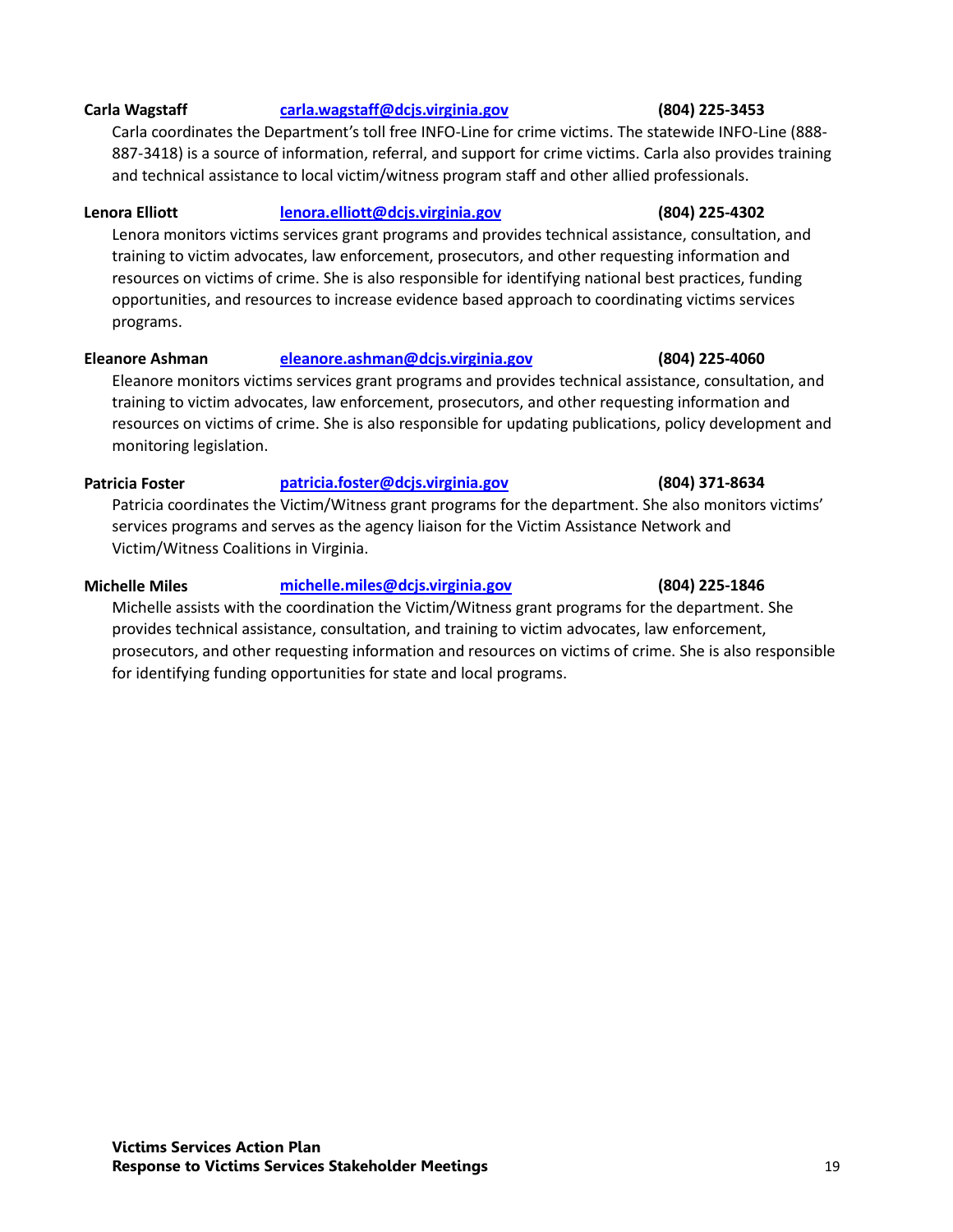**Carla Wagstaff** [carla.wagstaff@dcjs.virginia.gov](mailto:carla.wagstaff@dcjs.virginia.gov) **(804) 225-3453**

Carla coordinates the Department's toll free INFO-Line for crime victims. The statewide INFO-Line (888-887-3418) is a source of information, referral, and support for crime victims. Carla also provides training and technical assistance to local victim/witness program staff and other allied professionals.

**Lenora Elliott** [lenora.elliott@dcjs.virginia.gov](mailto:lenora.elliott@dcjs.virginia.gov) **(804) 225-4302**

Lenora monitors victims services grant programs and provides technical assistance, consultation, and training to victim advocates, law enforcement, prosecutors, and other requesting information and resources on victims of crime. She is also responsible for identifying national best practices, funding opportunities, and resources to increase evidence based approach to coordinating victims services programs.

**Eleanore Ashman** [eleanore.ashman@dcjs.virginia.gov](mailto:eleanore.ashman@dcjs.virginia.gov) **(804) 225-4060**

Eleanore monitors victims services grant programs and provides technical assistance, consultation, and training to victim advocates, law enforcement, prosecutors, and other requesting information and resources on victims of crime. She is also responsible for updating publications, policy development and monitoring legislation.

**Patricia Foster** [patricia.foster@dcjs.virginia.gov](mailto:patricia.foster@dcjs.virginia.gov) **(804) 371-8634**

Patricia coordinates the Victim/Witness grant programs for the department. She also monitors victims' services programs and serves as the agency liaison for the Victim Assistance Network and Victim/Witness Coalitions in Virginia.

**Michelle Miles** [michelle.miles@dcjs.virginia.gov](mailto:michelle.miles@dcjs.virginia.gov) **(804) 225-1846**

Michelle assists with the coordination the Victim/Witness grant programs for the department. She provides technical assistance, consultation, and training to victim advocates, law enforcement, prosecutors, and other requesting information and resources on victims of crime. She is also responsible for identifying funding opportunities for state and local programs.